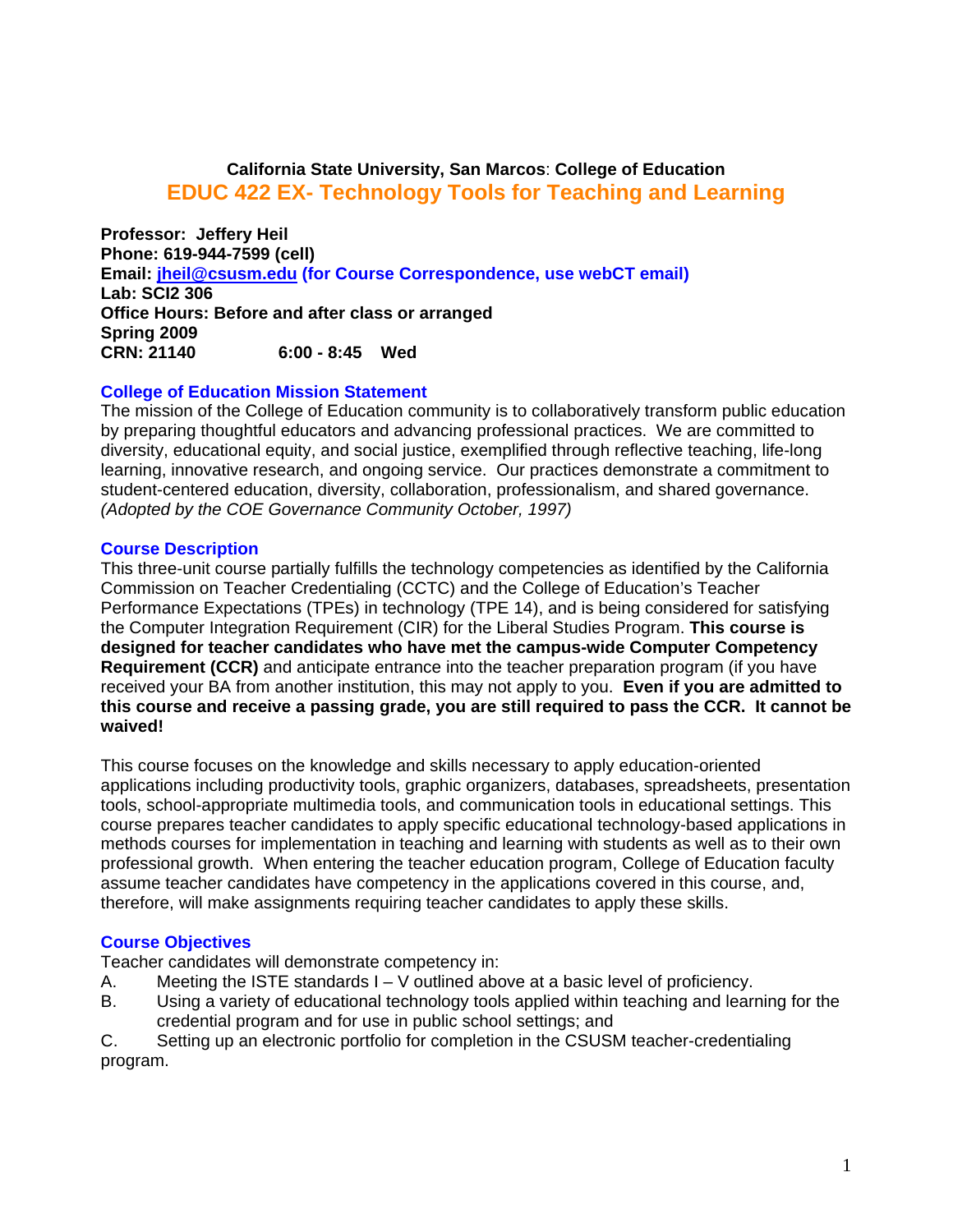**California State University, San Marcos**: **College of Education**

# EDUC 422 EX- Technology Tools for Teaching and Learning

**Professor: Jeffery Heil**
**Phone: 619-944-7599 (cell)**
**Email: jheil@csusm.edu (for Course Correspondence, use webCT email)**
**Lab: SCI2 306**
**Office Hours: Before and after class or arranged**
**Spring 2009**
**CRN: 21140 6:00 - 8:45 Wed**

## College of Education Mission Statement

The mission of the College of Education community is to collaboratively transform public education by preparing thoughtful educators and advancing professional practices. We are committed to diversity, educational equity, and social justice, exemplified through reflective teaching, life-long learning, innovative research, and ongoing service. Our practices demonstrate a commitment to student-centered education, diversity, collaboration, professionalism, and shared governance. *(Adopted by the COE Governance Community October, 1997)*

## Course Description

This three-unit course partially fulfills the technology competencies as identified by the California Commission on Teacher Credentialing (CCTC) and the College of Education's Teacher Performance Expectations (TPEs) in technology (TPE 14), and is being considered for satisfying the Computer Integration Requirement (CIR) for the Liberal Studies Program. **This course is designed for teacher candidates who have met the campus-wide Computer Competency Requirement (CCR)** and anticipate entrance into the teacher preparation program (if you have received your BA from another institution, this may not apply to you. **Even if you are admitted to this course and receive a passing grade, you are still required to pass the CCR. It cannot be waived!**

This course focuses on the knowledge and skills necessary to apply education-oriented applications including productivity tools, graphic organizers, databases, spreadsheets, presentation tools, school-appropriate multimedia tools, and communication tools in educational settings. This course prepares teacher candidates to apply specific educational technology-based applications in methods courses for implementation in teaching and learning with students as well as to their own professional growth. When entering the teacher education program, College of Education faculty assume teacher candidates have competency in the applications covered in this course, and, therefore, will make assignments requiring teacher candidates to apply these skills.

## Course Objectives

Teacher candidates will demonstrate competency in:

A. Meeting the ISTE standards I – V outlined above at a basic level of proficiency.
B. Using a variety of educational technology tools applied within teaching and learning for the credential program and for use in public school settings; and
C. Setting up an electronic portfolio for completion in the CSUSM teacher-credentialing program.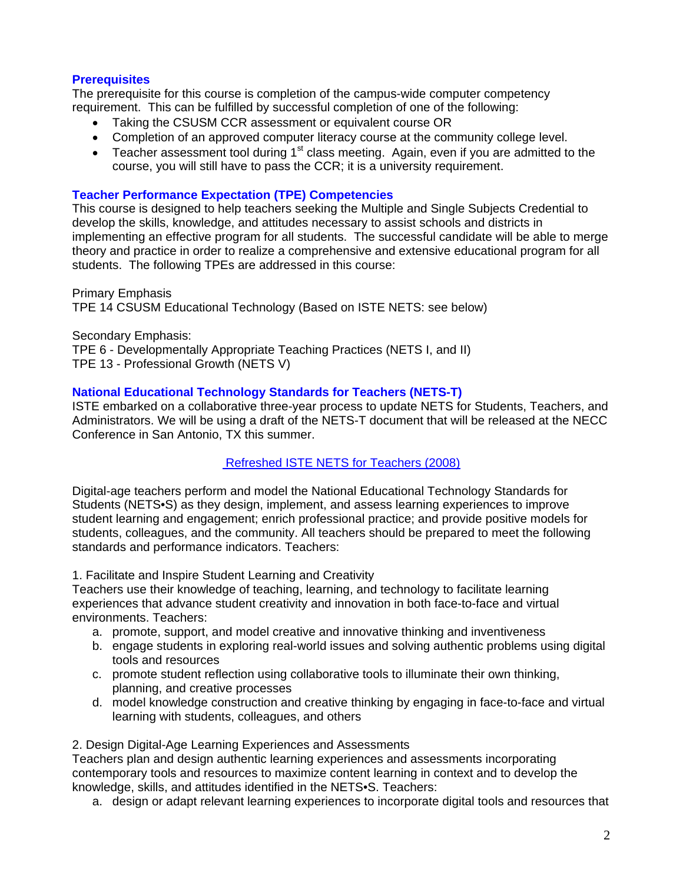### Prerequisites

The prerequisite for this course is completion of the campus-wide computer competency requirement. This can be fulfilled by successful completion of one of the following:

- Taking the CSUSM CCR assessment or equivalent course OR
- Completion of an approved computer literacy course at the community college level.
- Teacher assessment tool during 1st class meeting. Again, even if you are admitted to the course, you will still have to pass the CCR; it is a university requirement.

### Teacher Performance Expectation (TPE) Competencies

This course is designed to help teachers seeking the Multiple and Single Subjects Credential to develop the skills, knowledge, and attitudes necessary to assist schools and districts in implementing an effective program for all students. The successful candidate will be able to merge theory and practice in order to realize a comprehensive and extensive educational program for all students. The following TPEs are addressed in this course:

Primary Emphasis
TPE 14 CSUSM Educational Technology (Based on ISTE NETS: see below)

Secondary Emphasis:
TPE 6 - Developmentally Appropriate Teaching Practices (NETS I, and II)
TPE 13 - Professional Growth (NETS V)

### National Educational Technology Standards for Teachers (NETS-T)

ISTE embarked on a collaborative three-year process to update NETS for Students, Teachers, and Administrators. We will be using a draft of the NETS-T document that will be released at the NECC Conference in San Antonio, TX this summer.

Refreshed ISTE NETS for Teachers (2008)

Digital-age teachers perform and model the National Educational Technology Standards for Students (NETS•S) as they design, implement, and assess learning experiences to improve student learning and engagement; enrich professional practice; and provide positive models for students, colleagues, and the community. All teachers should be prepared to meet the following standards and performance indicators. Teachers:

1. Facilitate and Inspire Student Learning and Creativity
Teachers use their knowledge of teaching, learning, and technology to facilitate learning experiences that advance student creativity and innovation in both face-to-face and virtual environments. Teachers:
   a. promote, support, and model creative and innovative thinking and inventiveness
   b. engage students in exploring real-world issues and solving authentic problems using digital tools and resources
   c. promote student reflection using collaborative tools to illuminate their own thinking, planning, and creative processes
   d. model knowledge construction and creative thinking by engaging in face-to-face and virtual learning with students, colleagues, and others

2. Design Digital-Age Learning Experiences and Assessments
Teachers plan and design authentic learning experiences and assessments incorporating contemporary tools and resources to maximize content learning in context and to develop the knowledge, skills, and attitudes identified in the NETS•S. Teachers:
   a. design or adapt relevant learning experiences to incorporate digital tools and resources that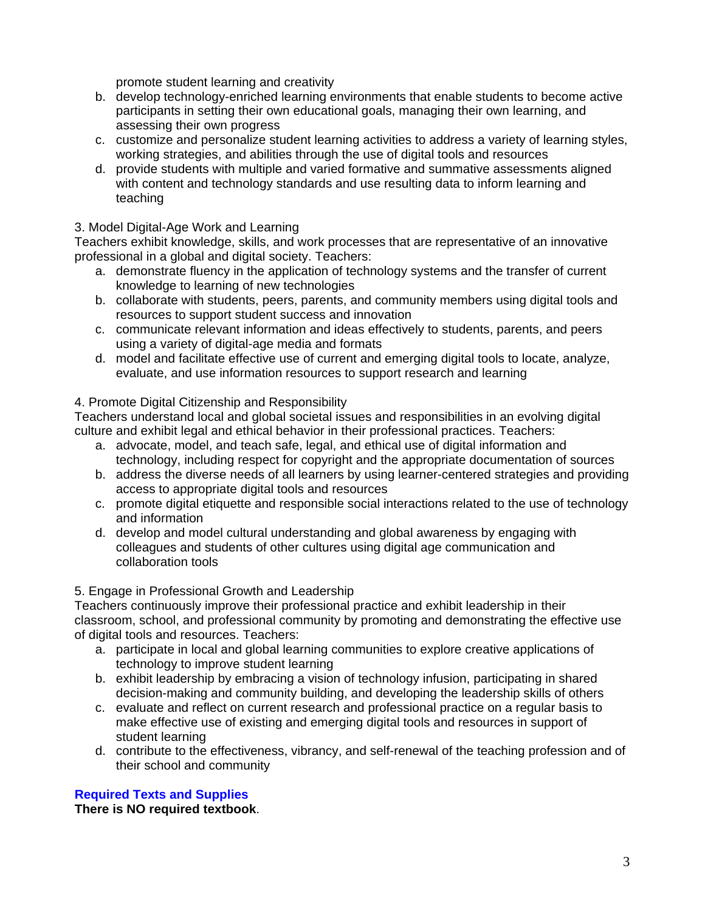promote student learning and creativity

b. develop technology-enriched learning environments that enable students to become active participants in setting their own educational goals, managing their own learning, and assessing their own progress
c. customize and personalize student learning activities to address a variety of learning styles, working strategies, and abilities through the use of digital tools and resources
d. provide students with multiple and varied formative and summative assessments aligned with content and technology standards and use resulting data to inform learning and teaching

3. Model Digital-Age Work and Learning

Teachers exhibit knowledge, skills, and work processes that are representative of an innovative professional in a global and digital society. Teachers:

a. demonstrate fluency in the application of technology systems and the transfer of current knowledge to learning of new technologies
b. collaborate with students, peers, parents, and community members using digital tools and resources to support student success and innovation
c. communicate relevant information and ideas effectively to students, parents, and peers using a variety of digital-age media and formats
d. model and facilitate effective use of current and emerging digital tools to locate, analyze, evaluate, and use information resources to support research and learning

4. Promote Digital Citizenship and Responsibility

Teachers understand local and global societal issues and responsibilities in an evolving digital culture and exhibit legal and ethical behavior in their professional practices. Teachers:

a. advocate, model, and teach safe, legal, and ethical use of digital information and technology, including respect for copyright and the appropriate documentation of sources
b. address the diverse needs of all learners by using learner-centered strategies and providing access to appropriate digital tools and resources
c. promote digital etiquette and responsible social interactions related to the use of technology and information
d. develop and model cultural understanding and global awareness by engaging with colleagues and students of other cultures using digital age communication and collaboration tools

5. Engage in Professional Growth and Leadership

Teachers continuously improve their professional practice and exhibit leadership in their classroom, school, and professional community by promoting and demonstrating the effective use of digital tools and resources. Teachers:

a. participate in local and global learning communities to explore creative applications of technology to improve student learning
b. exhibit leadership by embracing a vision of technology infusion, participating in shared decision-making and community building, and developing the leadership skills of others
c. evaluate and reflect on current research and professional practice on a regular basis to make effective use of existing and emerging digital tools and resources in support of student learning
d. contribute to the effectiveness, vibrancy, and self-renewal of the teaching profession and of their school and community

**Required Texts and Supplies**

**There is NO required textbook**.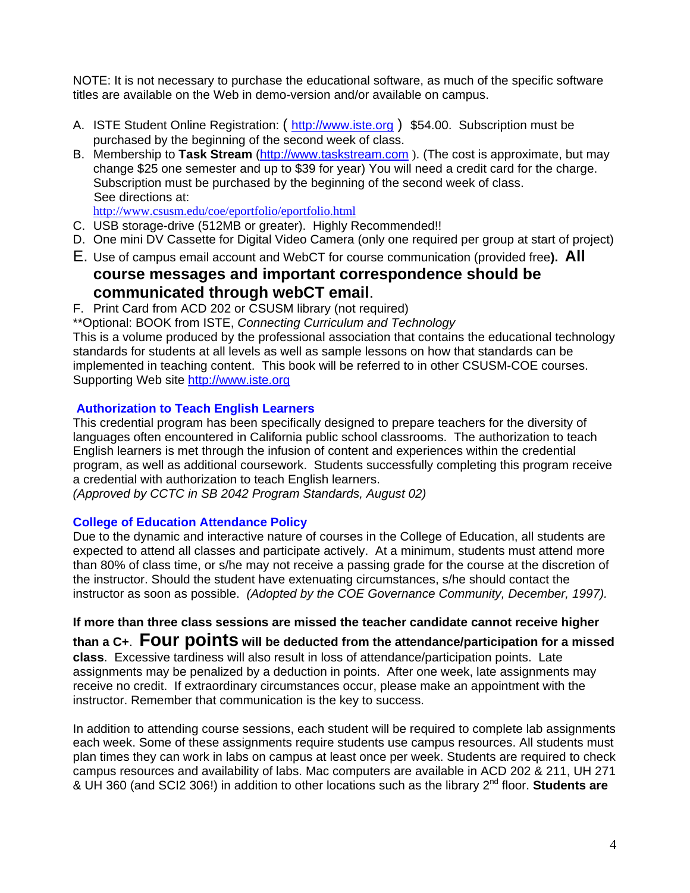NOTE: It is not necessary to purchase the educational software, as much of the specific software titles are available on the Web in demo-version and/or available on campus.

A. ISTE Student Online Registration: ( http://www.iste.org ) $54.00. Subscription must be purchased by the beginning of the second week of class.
B. Membership to **Task Stream** (http://www.taskstream.com ). (The cost is approximate, but may change $25 one semester and up to $39 for year) You will need a credit card for the charge. Subscription must be purchased by the beginning of the second week of class. See directions at: http://www.csusm.edu/coe/eportfolio/eportfolio.html
C. USB storage-drive (512MB or greater). Highly Recommended!!
D. One mini DV Cassette for Digital Video Camera (only one required per group at start of project)
E. Use of campus email account and WebCT for course communication (provided free**). All course messages and important correspondence should be communicated through webCT email**.
F. Print Card from ACD 202 or CSUSM library (not required)

**Optional: BOOK from ISTE, *Connecting Curriculum and Technology*
This is a volume produced by the professional association that contains the educational technology standards for students at all levels as well as sample lessons on how that standards can be implemented in teaching content. This book will be referred to in other CSUSM-COE courses. Supporting Web site http://www.iste.org

### Authorization to Teach English Learners

This credential program has been specifically designed to prepare teachers for the diversity of languages often encountered in California public school classrooms. The authorization to teach English learners is met through the infusion of content and experiences within the credential program, as well as additional coursework. Students successfully completing this program receive a credential with authorization to teach English learners.
*(Approved by CCTC in SB 2042 Program Standards, August 02)*

### College of Education Attendance Policy

Due to the dynamic and interactive nature of courses in the College of Education, all students are expected to attend all classes and participate actively. At a minimum, students must attend more than 80% of class time, or s/he may not receive a passing grade for the course at the discretion of the instructor. Should the student have extenuating circumstances, s/he should contact the instructor as soon as possible. *(Adopted by the COE Governance Community, December, 1997).*

**If more than three class sessions are missed the teacher candidate cannot receive higher than a C+**. **Four points will be deducted from the attendance/participation for a missed class**. Excessive tardiness will also result in loss of attendance/participation points. Late assignments may be penalized by a deduction in points. After one week, late assignments may receive no credit. If extraordinary circumstances occur, please make an appointment with the instructor. Remember that communication is the key to success.

In addition to attending course sessions, each student will be required to complete lab assignments each week. Some of these assignments require students use campus resources. All students must plan times they can work in labs on campus at least once per week. Students are required to check campus resources and availability of labs. Mac computers are available in ACD 202 & 211, UH 271 & UH 360 (and SCI2 306!) in addition to other locations such as the library 2nd floor. **Students are**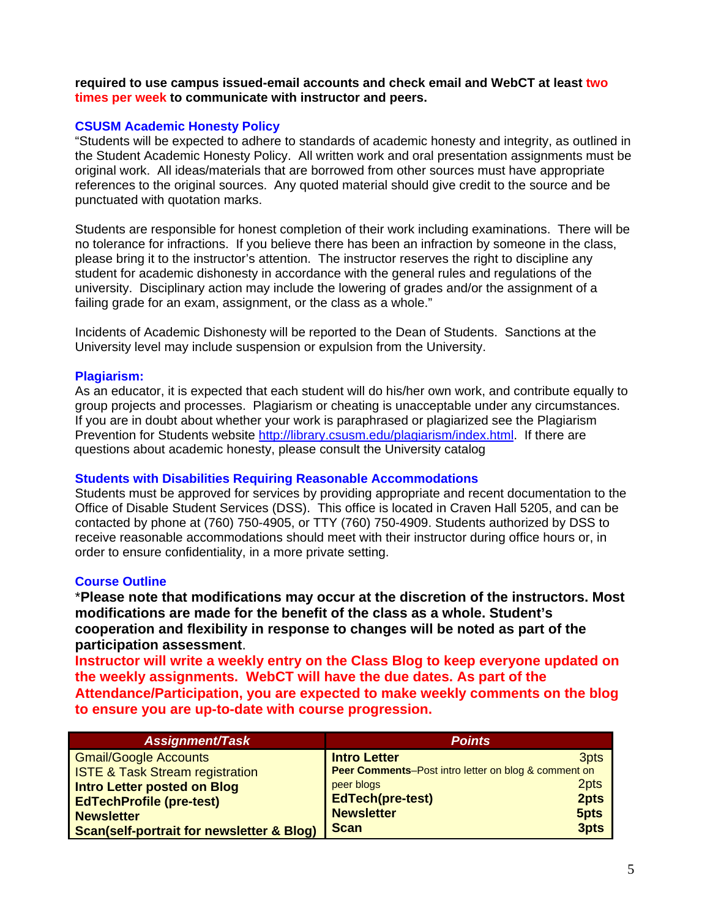**required to use campus issued-email accounts and check email and WebCT at least two times per week to communicate with instructor and peers.**

### CSUSM Academic Honesty Policy

"Students will be expected to adhere to standards of academic honesty and integrity, as outlined in the Student Academic Honesty Policy. All written work and oral presentation assignments must be original work. All ideas/materials that are borrowed from other sources must have appropriate references to the original sources. Any quoted material should give credit to the source and be punctuated with quotation marks.

Students are responsible for honest completion of their work including examinations. There will be no tolerance for infractions. If you believe there has been an infraction by someone in the class, please bring it to the instructor's attention. The instructor reserves the right to discipline any student for academic dishonesty in accordance with the general rules and regulations of the university. Disciplinary action may include the lowering of grades and/or the assignment of a failing grade for an exam, assignment, or the class as a whole."

Incidents of Academic Dishonesty will be reported to the Dean of Students. Sanctions at the University level may include suspension or expulsion from the University.

### Plagiarism:

As an educator, it is expected that each student will do his/her own work, and contribute equally to group projects and processes. Plagiarism or cheating is unacceptable under any circumstances. If you are in doubt about whether your work is paraphrased or plagiarized see the Plagiarism Prevention for Students website http://library.csusm.edu/plagiarism/index.html. If there are questions about academic honesty, please consult the University catalog

### Students with Disabilities Requiring Reasonable Accommodations

Students must be approved for services by providing appropriate and recent documentation to the Office of Disable Student Services (DSS). This office is located in Craven Hall 5205, and can be contacted by phone at (760) 750-4905, or TTY (760) 750-4909. Students authorized by DSS to receive reasonable accommodations should meet with their instructor during office hours or, in order to ensure confidentiality, in a more private setting.

### Course Outline

\***Please note that modifications may occur at the discretion of the instructors. Most modifications are made for the benefit of the class as a whole. Student's cooperation and flexibility in response to changes will be noted as part of the participation assessment**.

**Instructor will write a weekly entry on the Class Blog to keep everyone updated on the weekly assignments. WebCT will have the due dates. As part of the Attendance/Participation, you are expected to make weekly comments on the blog to ensure you are up-to-date with course progression.**

| *Assignment/Task* | *Points* |
|---|---|
| Gmail/Google Accounts<br>ISTE & Task Stream registration<br>**Intro Letter posted on Blog**<br>**EdTechProfile (pre-test)**<br>**Newsletter**<br>**Scan(self-portrait for newsletter & Blog)** | **Intro Letter** 3pts<br>**Peer Comments**–Post intro letter on blog & comment on peer blogs 2pts<br>**EdTech(pre-test) 2pts**<br>**Newsletter 5pts**<br>**Scan 3pts** |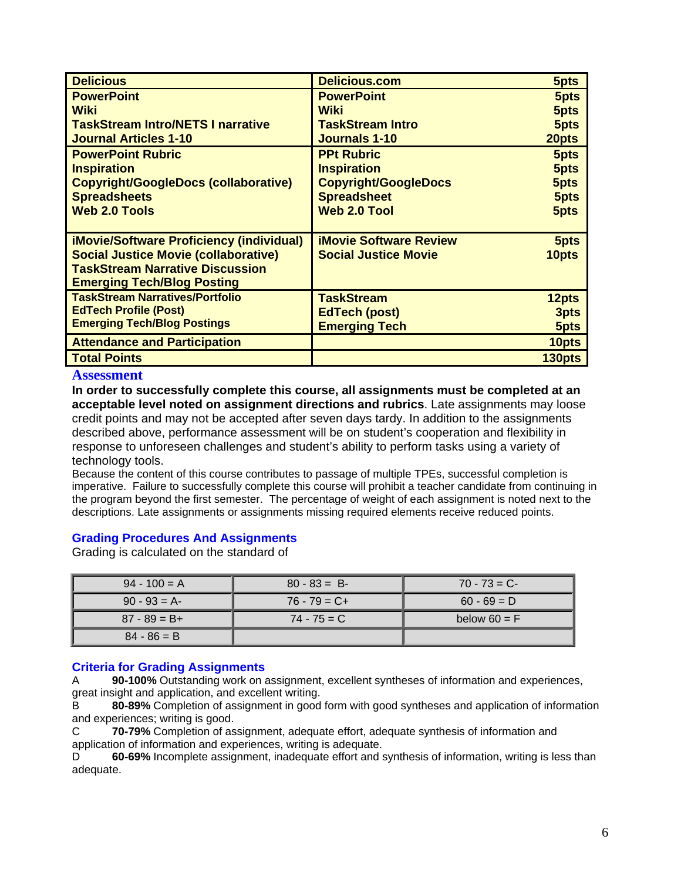| | | |
|---|---|---|
| **Delicious** | **Delicious.com** | **5pts** |
| **PowerPoint**<br>**Wiki**<br>**TaskStream Intro/NETS I narrative**<br>**Journal Articles 1-10** | **PowerPoint**<br>**Wiki**<br>**TaskStream Intro**<br>**Journals 1-10** | **5pts**<br>**5pts**<br>**5pts**<br>**20pts** |
| **PowerPoint Rubric**<br>**Inspiration**<br>**Copyright/GoogleDocs (collaborative)**<br>**Spreadsheets**<br>**Web 2.0 Tools** | **PPt Rubric**<br>**Inspiration**<br>**Copyright/GoogleDocs**<br>**Spreadsheet**<br>**Web 2.0 Tool** | **5pts**<br>**5pts**<br>**5pts**<br>**5pts**<br>**5pts** |
| **iMovie/Software Proficiency (individual)**<br>**Social Justice Movie (collaborative)**<br>**TaskStream Narrative Discussion**<br>**Emerging Tech/Blog Posting** | **iMovie Software Review**<br>**Social Justice Movie** | **5pts**<br>**10pts** |
| **TaskStream Narratives/Portfolio**<br>**EdTech Profile (Post)**<br>**Emerging Tech/Blog Postings** | **TaskStream**<br>**EdTech (post)**<br>**Emerging Tech** | **12pts**<br>**3pts**<br>**5pts** |
| **Attendance and Participation** | | **10pts** |
| **Total Points** | | **130pts** |

## Assessment

**In order to successfully complete this course, all assignments must be completed at an acceptable level noted on assignment directions and rubrics**. Late assignments may loose credit points and may not be accepted after seven days tardy. In addition to the assignments described above, performance assessment will be on student's cooperation and flexibility in response to unforeseen challenges and student's ability to perform tasks using a variety of technology tools.

Because the content of this course contributes to passage of multiple TPEs, successful completion is imperative. Failure to successfully complete this course will prohibit a teacher candidate from continuing in the program beyond the first semester. The percentage of weight of each assignment is noted next to the descriptions. Late assignments or assignments missing required elements receive reduced points.

### Grading Procedures And Assignments

Grading is calculated on the standard of

| | | |
|---|---|---|
| 94 - 100 = A | 80 - 83 = B- | 70 - 73 = C- |
| 90 - 93 = A- | 76 - 79 = C+ | 60 - 69 = D |
| 87 - 89 = B+ | 74 - 75 = C | below 60 = F |
| 84 - 86 = B | | |

### Criteria for Grading Assignments

A **90-100%** Outstanding work on assignment, excellent syntheses of information and experiences, great insight and application, and excellent writing.

B **80-89%** Completion of assignment in good form with good syntheses and application of information and experiences; writing is good.

C **70-79%** Completion of assignment, adequate effort, adequate synthesis of information and application of information and experiences, writing is adequate.

D **60-69%** Incomplete assignment, inadequate effort and synthesis of information, writing is less than adequate.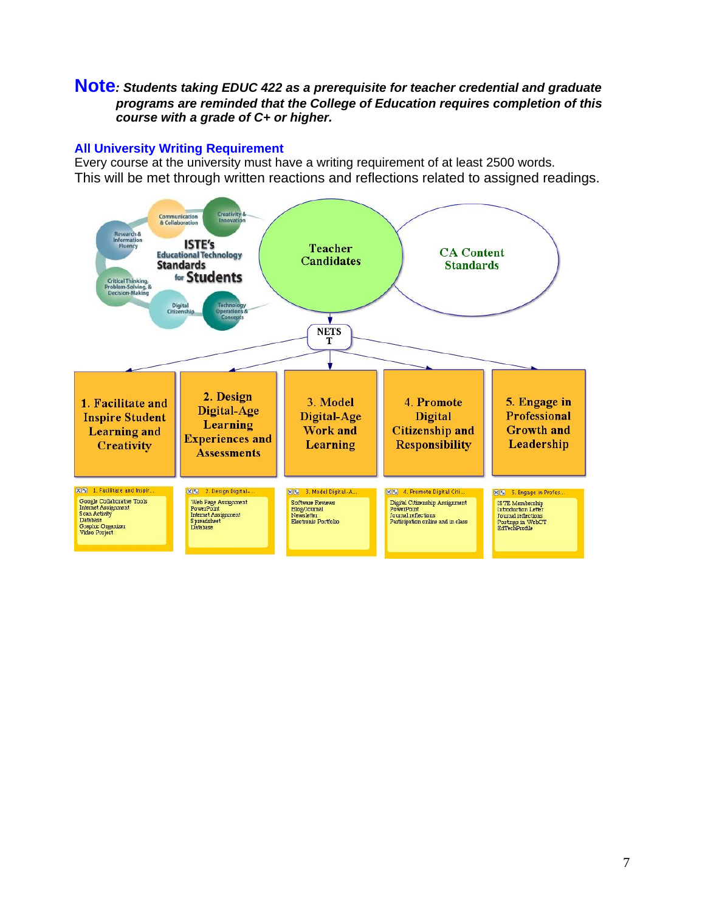**Note***: **Students taking EDUC 422 as a prerequisite for teacher credential and graduate programs are reminded that the College of Education requires completion of this course with a grade of C+ or higher.***

**All University Writing Requirement**

Every course at the university must have a writing requirement of at least 2500 words. This will be met through written reactions and reflections related to assigned readings.

Communication & Collaboration

Creativity & Innovation

Research & Information Fluency

ISTE's Educational Technology Standards for Students

Critical Thinking, Problem-Solving, & Decision-Making

Digital Citizenship

Technology Operations & Concepts

Teacher Candidates

CA Content Standards

NETS T

1. Facilitate and Inspire Student Learning and Creativity

2. Design Digital-Age Learning Experiences and Assessments

3. Model Digital-Age Work and Learning

4. Promote Digital Citizenship and Responsibility

5. Engage in Professional Growth and Leadership

1. Facilitate and Inspir...
Google Collaborative Tools
Internet Assignment
Scan Activity
Database
Graphic Organizer
Video Project

2. Design Digital-...
Web Page Assignment
PowerPoint
Internet Assignment
Spreadsheet
Database

3. Model Digital-A...
Software Reviews
Blog/Journal
Newsletter
Electronic Portfolio

4. Promote Digital Citi...
Digital Citizenship Assignment
PowerPoint
Journal reflections
Participation online and in class

5. Engage in Profes...
ISTE Membership
Introduction Letter
Journal reflections
Postings in WebCT
EdTechProfile